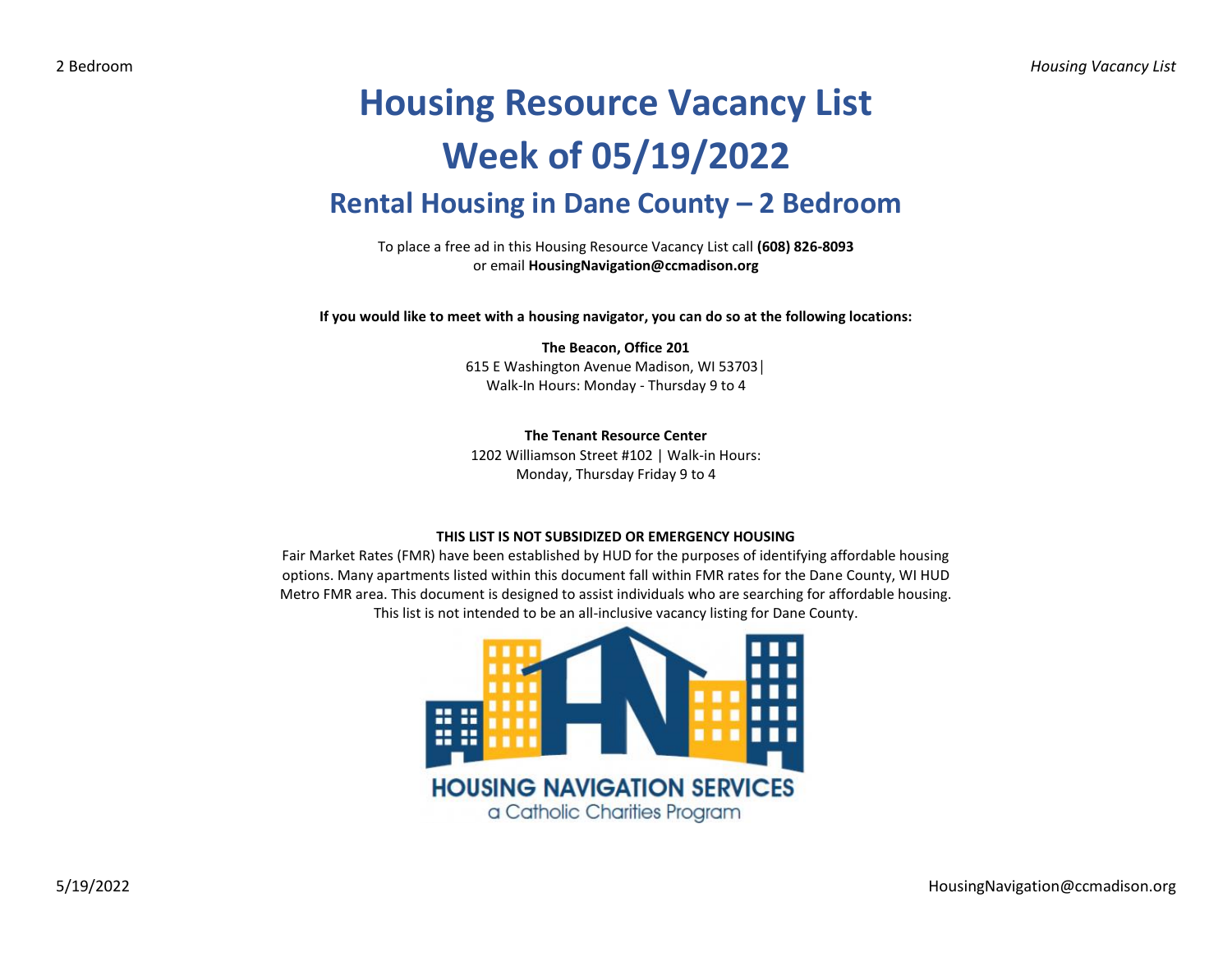# Housing Resource Vacancy List

# Week of 05/19/2022

## Rental Housing in Dane County – 2 Bedroom

To place a free ad in this Housing Resource Vacancy List call **(608) 826-8093** or email **HousingNavigation@ccmadison.org**

**If you would like to meet with a housing navigator, you can do so at the following locations:**

**The Beacon, Office 201**
615 E Washington Avenue Madison, WI 53703|
Walk-In Hours: Monday - Thursday 9 to 4

**The Tenant Resource Center**
1202 Williamson Street #102 | Walk-in Hours:
Monday, Thursday Friday 9 to 4

**THIS LIST IS NOT SUBSIDIZED OR EMERGENCY HOUSING**

Fair Market Rates (FMR) have been established by HUD for the purposes of identifying affordable housing options. Many apartments listed within this document fall within FMR rates for the Dane County, WI HUD Metro FMR area. This document is designed to assist individuals who are searching for affordable housing. This list is not intended to be an all-inclusive vacancy listing for Dane County.

HOUSING NAVIGATION SERVICES
a Catholic Charities Program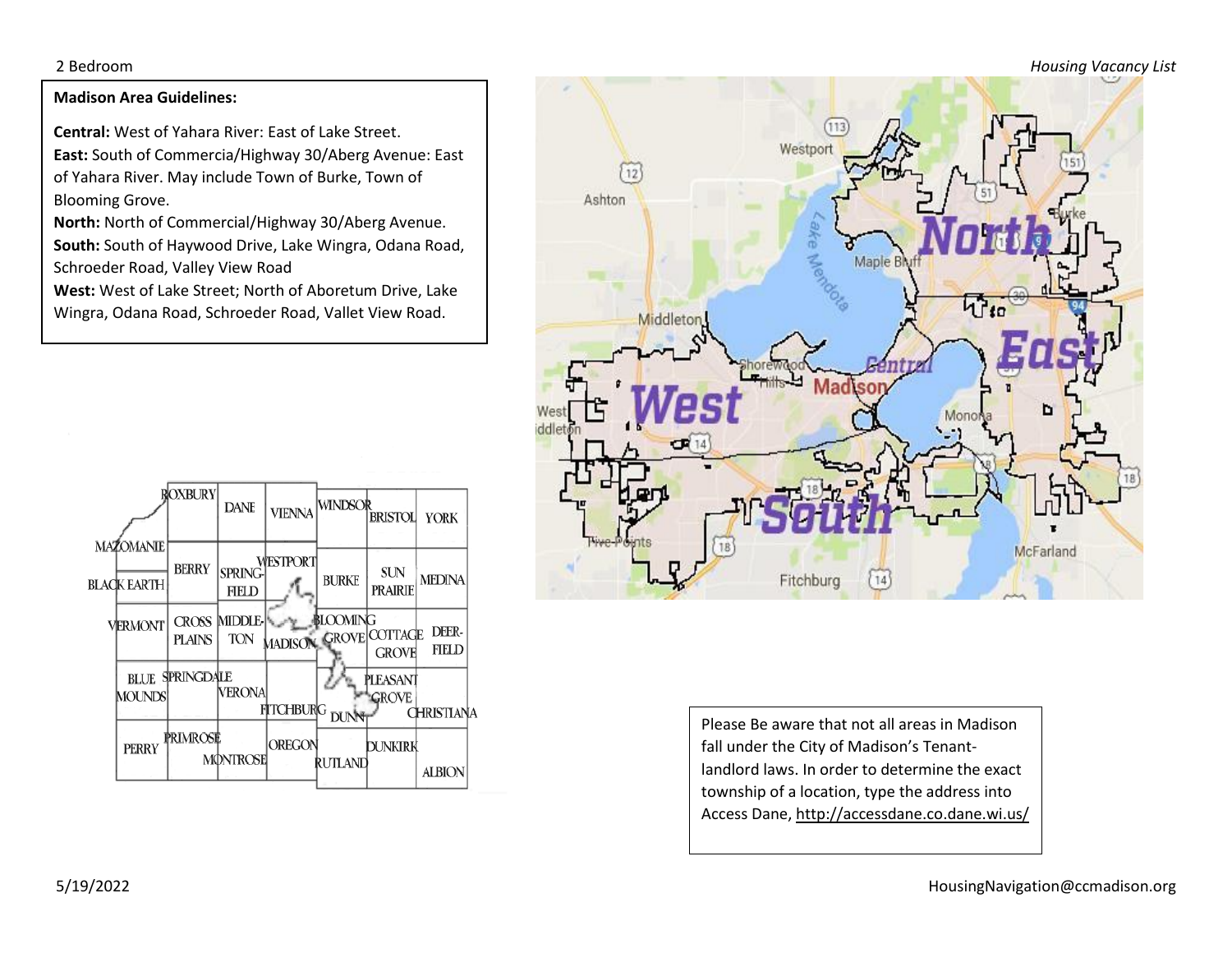**Madison Area Guidelines:**

**Central:** West of Yahara River: East of Lake Street.
**East:** South of Commercia/Highway 30/Aberg Avenue: East of Yahara River. May include Town of Burke, Town of Blooming Grove.
**North:** North of Commercial/Highway 30/Aberg Avenue.
**South:** South of Haywood Drive, Lake Wingra, Odana Road, Schroeder Road, Valley View Road
**West:** West of Lake Street; North of Aboretum Drive, Lake Wingra, Odana Road, Schroeder Road, Vallet View Road.

Please Be aware that not all areas in Madison fall under the City of Madison's Tenant-landlord laws. In order to determine the exact township of a location, type the address into Access Dane, http://accessdane.co.dane.wi.us/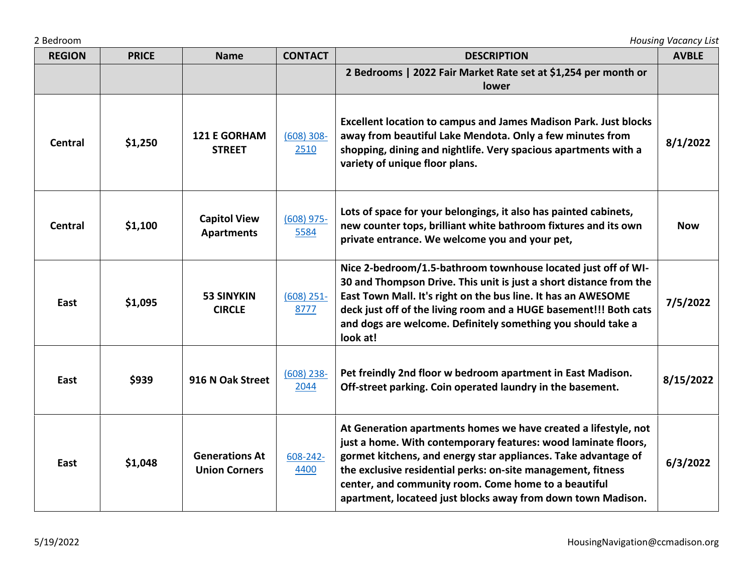| REGION | PRICE | Name | CONTACT | DESCRIPTION | AVBLE |
|---|---|---|---|---|---|
| | | | | **2 Bedrooms \| 2022 Fair Market Rate set at $1,254 per month or lower** | |
| **Central** | **$1,250** | **121 E GORHAM STREET** | (608) 308-2510 | **Excellent location to campus and James Madison Park. Just blocks away from beautiful Lake Mendota. Only a few minutes from shopping, dining and nightlife. Very spacious apartments with a variety of unique floor plans.** | **8/1/2022** |
| **Central** | **$1,100** | **Capitol View Apartments** | (608) 975-5584 | **Lots of space for your belongings, it also has painted cabinets, new counter tops, brilliant white bathroom fixtures and its own private entrance. We welcome you and your pet,** | **Now** |
| **East** | **$1,095** | **53 SINYKIN CIRCLE** | (608) 251-8777 | **Nice 2-bedroom/1.5-bathroom townhouse located just off of WI-30 and Thompson Drive. This unit is just a short distance from the East Town Mall. It's right on the bus line. It has an AWESOME deck just off of the living room and a HUGE basement!!! Both cats and dogs are welcome. Definitely something you should take a look at!** | **7/5/2022** |
| **East** | **$939** | **916 N Oak Street** | (608) 238-2044 | **Pet freindly 2nd floor w bedroom apartment in East Madison. Off-street parking. Coin operated laundry in the basement.** | **8/15/2022** |
| **East** | **$1,048** | **Generations At Union Corners** | 608-242-4400 | **At Generation apartments homes we have created a lifestyle, not just a home. With contemporary features: wood laminate floors, gormet kitchens, and energy star appliances. Take advantage of the exclusive residential perks: on-site management, fitness center, and community room. Come home to a beautiful apartment, locateed just blocks away from down town Madison.** | **6/3/2022** |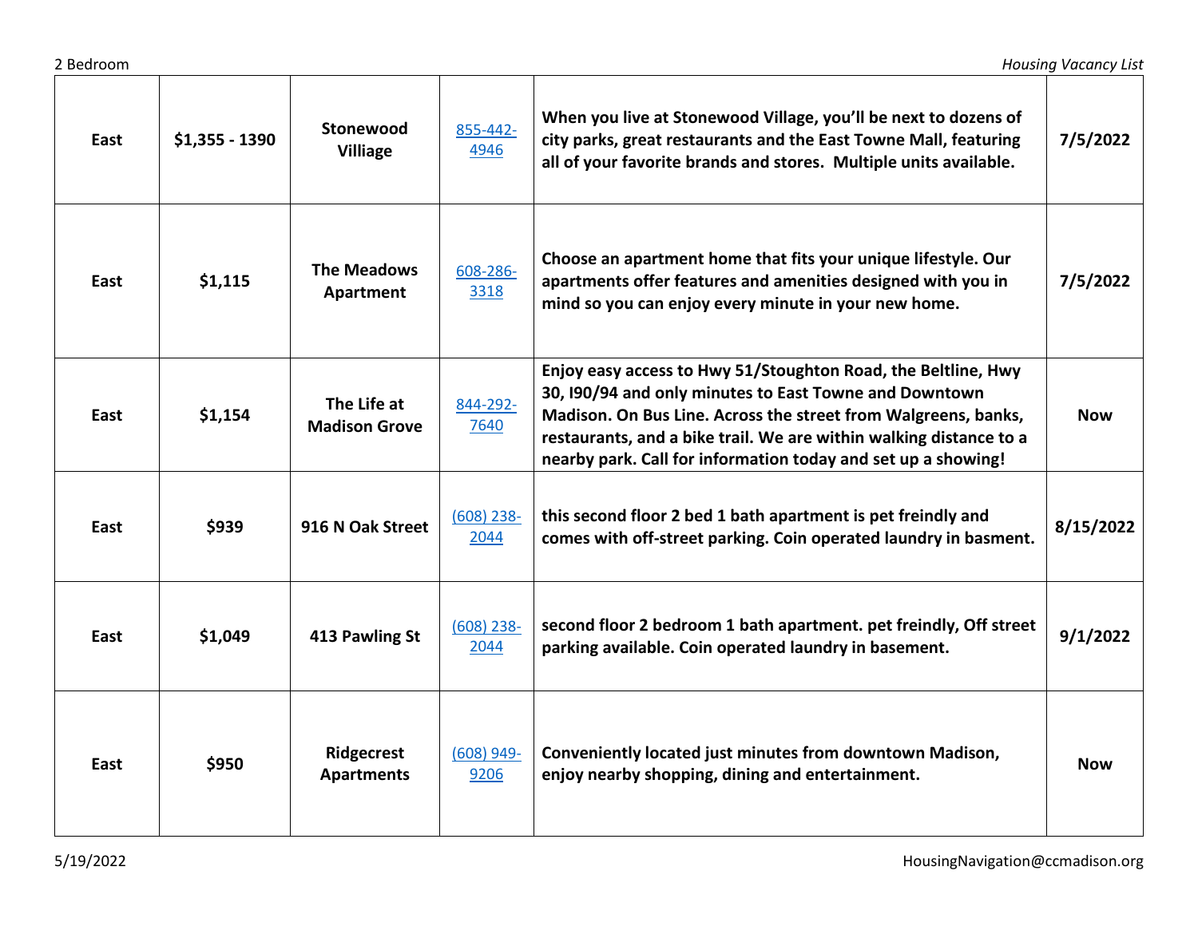| East | $1,355 - 1390 | Stonewood Villiage | 855-442-4946 | When you live at Stonewood Village, you'll be next to dozens of city parks, great restaurants and the East Towne Mall, featuring all of your favorite brands and stores. Multiple units available. | 7/5/2022 |
|---|---|---|---|---|---|
| East | $1,115 | The Meadows Apartment | 608-286-3318 | Choose an apartment home that fits your unique lifestyle. Our apartments offer features and amenities designed with you in mind so you can enjoy every minute in your new home. | 7/5/2022 |
| East | $1,154 | The Life at Madison Grove | 844-292-7640 | Enjoy easy access to Hwy 51/Stoughton Road, the Beltline, Hwy 30, I90/94 and only minutes to East Towne and Downtown Madison. On Bus Line. Across the street from Walgreens, banks, restaurants, and a bike trail. We are within walking distance to a nearby park. Call for information today and set up a showing! | Now |
| East | $939 | 916 N Oak Street | (608) 238-2044 | this second floor 2 bed 1 bath apartment is pet freindly and comes with off-street parking. Coin operated laundry in basment. | 8/15/2022 |
| East | $1,049 | 413 Pawling St | (608) 238-2044 | second floor 2 bedroom 1 bath apartment. pet freindly, Off street parking available. Coin operated laundry in basement. | 9/1/2022 |
| East | $950 | Ridgecrest Apartments | (608) 949-9206 | Conveniently located just minutes from downtown Madison, enjoy nearby shopping, dining and entertainment. | Now |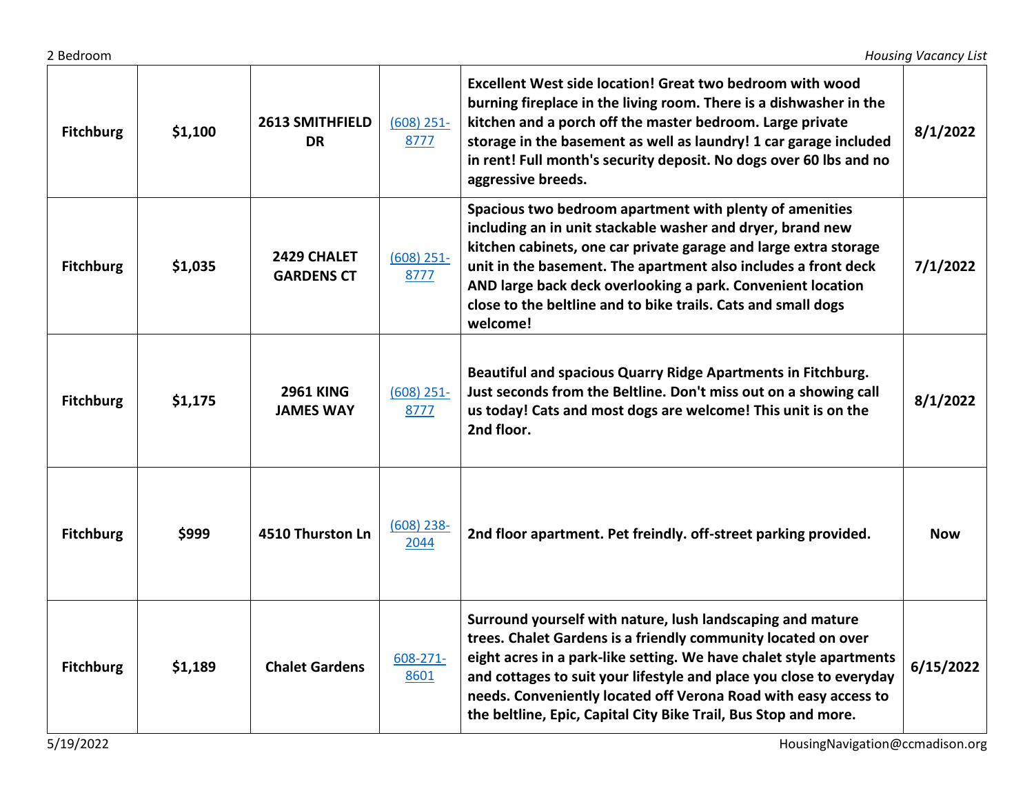| Fitchburg | $1,100 | 2613 SMITHFIELD DR | (608) 251-8777 | Excellent West side location! Great two bedroom with wood burning fireplace in the living room. There is a dishwasher in the kitchen and a porch off the master bedroom. Large private storage in the basement as well as laundry! 1 car garage included in rent! Full month's security deposit. No dogs over 60 lbs and no aggressive breeds. | 8/1/2022 |
|---|---|---|---|---|---|
| Fitchburg | $1,035 | 2429 CHALET GARDENS CT | (608) 251-8777 | Spacious two bedroom apartment with plenty of amenities including an in unit stackable washer and dryer, brand new kitchen cabinets, one car private garage and large extra storage unit in the basement. The apartment also includes a front deck AND large back deck overlooking a park. Convenient location close to the beltline and to bike trails. Cats and small dogs welcome! | 7/1/2022 |
| Fitchburg | $1,175 | 2961 KING JAMES WAY | (608) 251-8777 | Beautiful and spacious Quarry Ridge Apartments in Fitchburg. Just seconds from the Beltline. Don't miss out on a showing call us today! Cats and most dogs are welcome! This unit is on the 2nd floor. | 8/1/2022 |
| Fitchburg | $999 | 4510 Thurston Ln | (608) 238-2044 | 2nd floor apartment. Pet freindly. off-street parking provided. | Now |
| Fitchburg | $1,189 | Chalet Gardens | 608-271-8601 | Surround yourself with nature, lush landscaping and mature trees. Chalet Gardens is a friendly community located on over eight acres in a park-like setting. We have chalet style apartments and cottages to suit your lifestyle and place you close to everyday needs. Conveniently located off Verona Road with easy access to the beltline, Epic, Capital City Bike Trail, Bus Stop and more. | 6/15/2022 |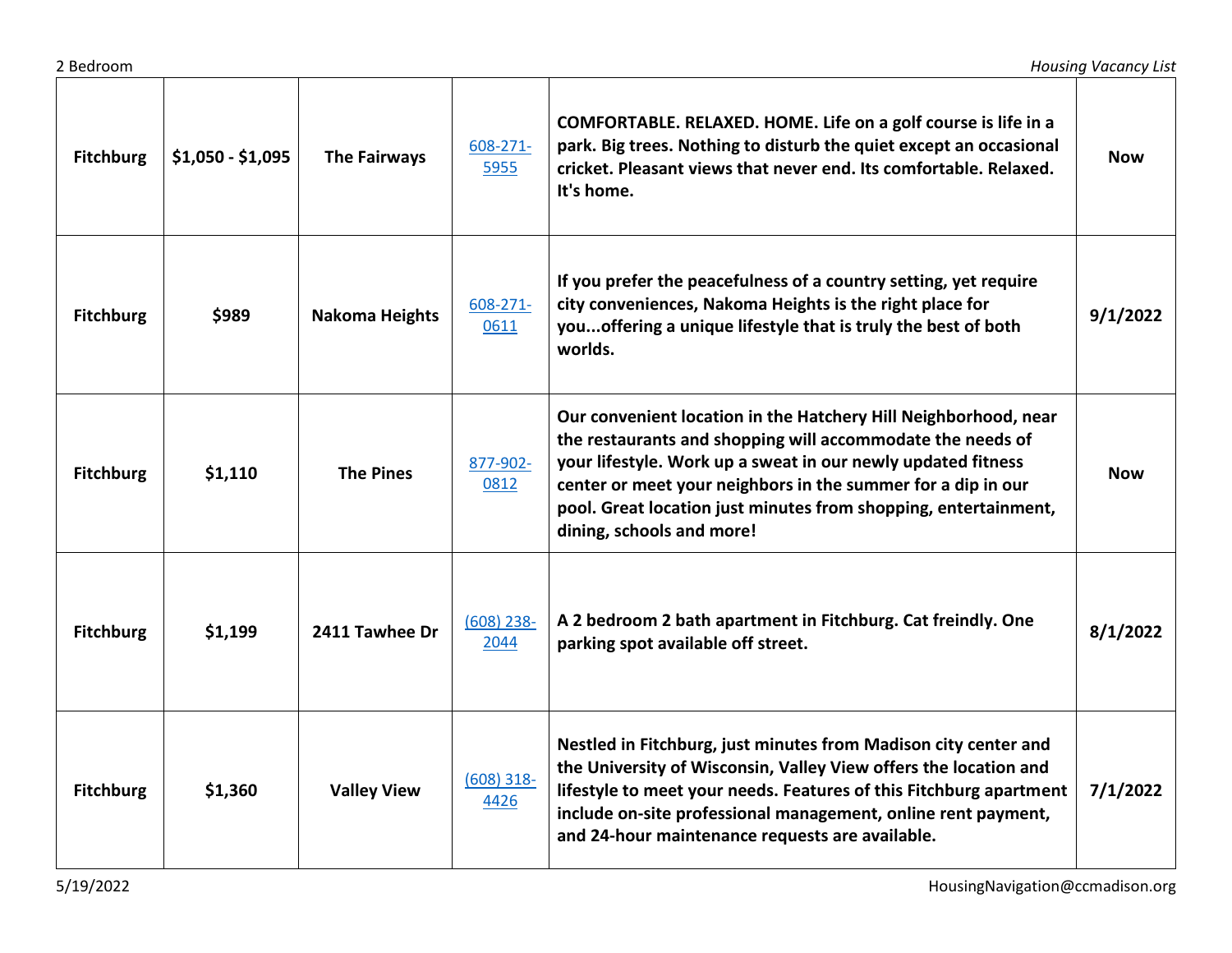| | | | | | |
|---|---|---|---|---|---|
| **Fitchburg** | **$1,050 - $1,095** | **The Fairways** | 608-271-5955 | **COMFORTABLE. RELAXED. HOME. Life on a golf course is life in a park. Big trees. Nothing to disturb the quiet except an occasional cricket. Pleasant views that never end. Its comfortable. Relaxed. It's home.** | **Now** |
| **Fitchburg** | **$989** | **Nakoma Heights** | 608-271-0611 | **If you prefer the peacefulness of a country setting, yet require city conveniences, Nakoma Heights is the right place for you...offering a unique lifestyle that is truly the best of both worlds.** | **9/1/2022** |
| **Fitchburg** | **$1,110** | **The Pines** | 877-902-0812 | **Our convenient location in the Hatchery Hill Neighborhood, near the restaurants and shopping will accommodate the needs of your lifestyle. Work up a sweat in our newly updated fitness center or meet your neighbors in the summer for a dip in our pool. Great location just minutes from shopping, entertainment, dining, schools and more!** | **Now** |
| **Fitchburg** | **$1,199** | **2411 Tawhee Dr** | (608) 238-2044 | **A 2 bedroom 2 bath apartment in Fitchburg. Cat freindly. One parking spot available off street.** | **8/1/2022** |
| **Fitchburg** | **$1,360** | **Valley View** | (608) 318-4426 | **Nestled in Fitchburg, just minutes from Madison city center and the University of Wisconsin, Valley View offers the location and lifestyle to meet your needs. Features of this Fitchburg apartment include on-site professional management, online rent payment, and 24-hour maintenance requests are available.** | **7/1/2022** |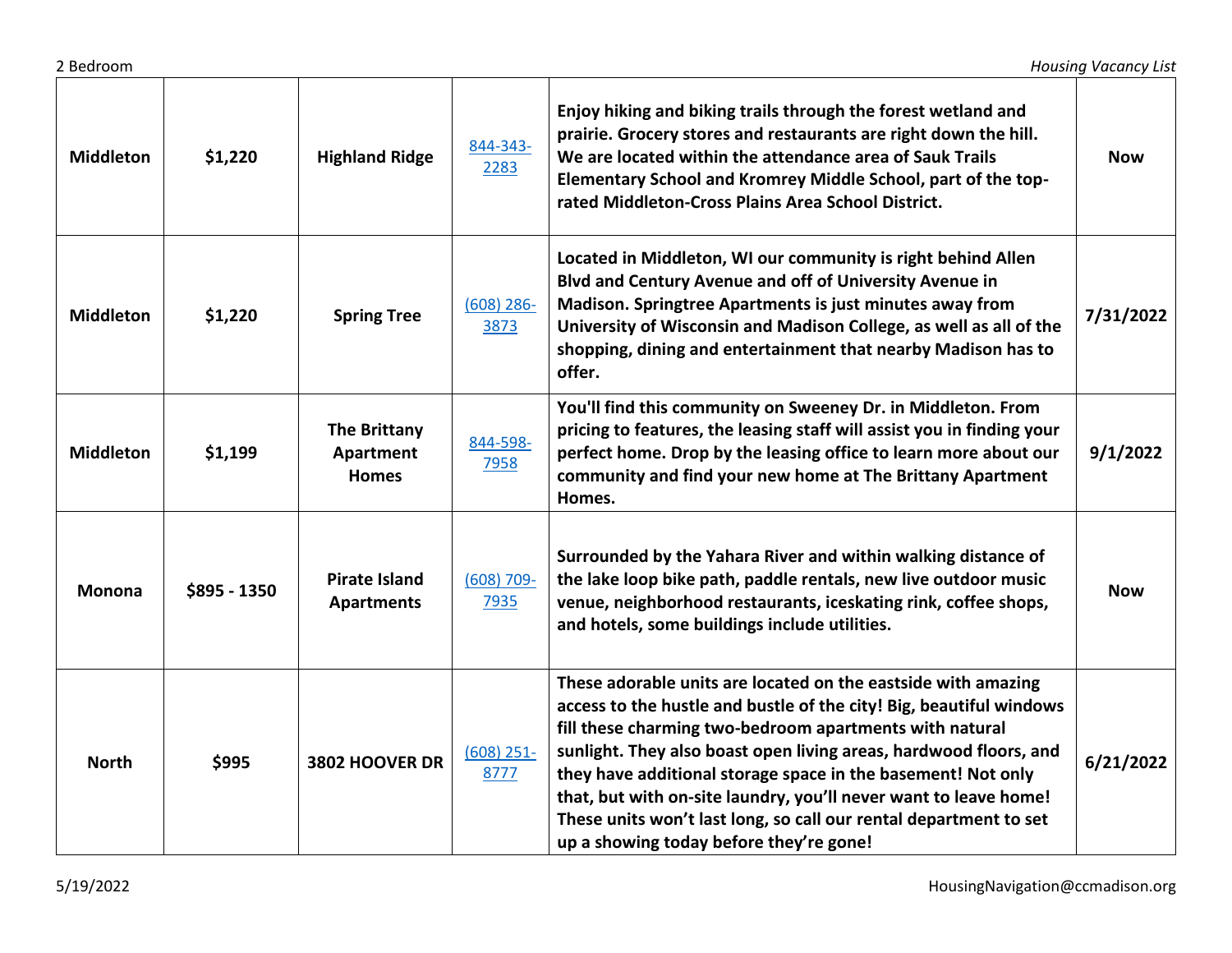| Middleton | $1,220 | Highland Ridge | 844-343-2283 | Enjoy hiking and biking trails through the forest wetland and prairie. Grocery stores and restaurants are right down the hill. We are located within the attendance area of Sauk Trails Elementary School and Kromrey Middle School, part of the top-rated Middleton-Cross Plains Area School District. | Now |
|---|---|---|---|---|---|
| Middleton | $1,220 | Spring Tree | (608) 286-3873 | Located in Middleton, WI our community is right behind Allen Blvd and Century Avenue and off of University Avenue in Madison. Springtree Apartments is just minutes away from University of Wisconsin and Madison College, as well as all of the shopping, dining and entertainment that nearby Madison has to offer. | 7/31/2022 |
| Middleton | $1,199 | The Brittany Apartment Homes | 844-598-7958 | You'll find this community on Sweeney Dr. in Middleton. From pricing to features, the leasing staff will assist you in finding your perfect home. Drop by the leasing office to learn more about our community and find your new home at The Brittany Apartment Homes. | 9/1/2022 |
| Monona | $895 - 1350 | Pirate Island Apartments | (608) 709-7935 | Surrounded by the Yahara River and within walking distance of the lake loop bike path, paddle rentals, new live outdoor music venue, neighborhood restaurants, iceskating rink, coffee shops, and hotels, some buildings include utilities. | Now |
| North | $995 | 3802 HOOVER DR | (608) 251-8777 | These adorable units are located on the eastside with amazing access to the hustle and bustle of the city! Big, beautiful windows fill these charming two-bedroom apartments with natural sunlight. They also boast open living areas, hardwood floors, and they have additional storage space in the basement! Not only that, but with on-site laundry, you'll never want to leave home! These units won't last long, so call our rental department to set up a showing today before they're gone! | 6/21/2022 |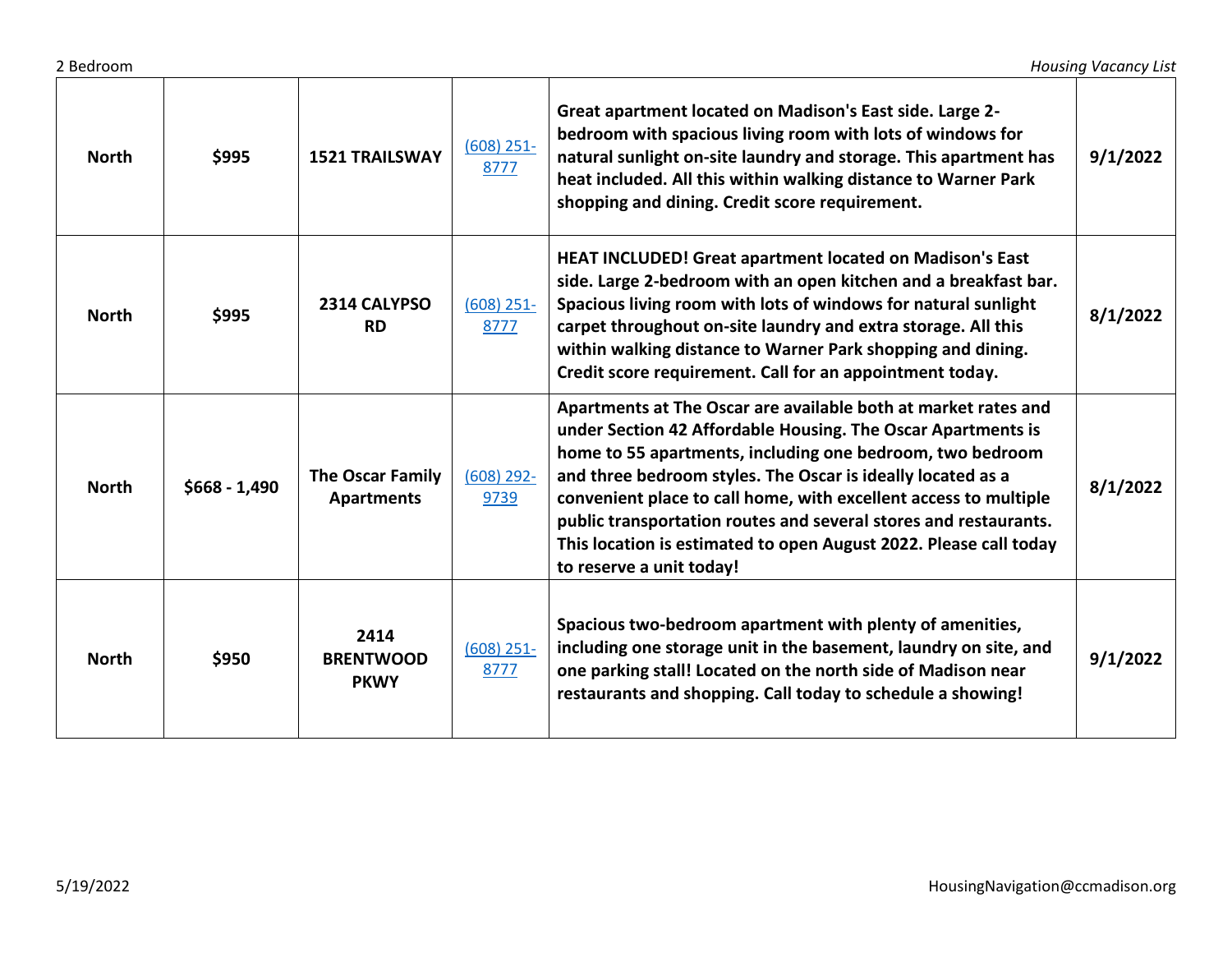| North | $995 | 1521 TRAILSWAY | (608) 251-8777 | Great apartment located on Madison's East side. Large 2-bedroom with spacious living room with lots of windows for natural sunlight on-site laundry and storage. This apartment has heat included. All this within walking distance to Warner Park shopping and dining. Credit score requirement. | 9/1/2022 |
|---|---|---|---|---|---|
| North | $995 | 2314 CALYPSO RD | (608) 251-8777 | HEAT INCLUDED! Great apartment located on Madison's East side. Large 2-bedroom with an open kitchen and a breakfast bar. Spacious living room with lots of windows for natural sunlight carpet throughout on-site laundry and extra storage. All this within walking distance to Warner Park shopping and dining. Credit score requirement. Call for an appointment today. | 8/1/2022 |
| North | $668 - 1,490 | The Oscar Family Apartments | (608) 292-9739 | Apartments at The Oscar are available both at market rates and under Section 42 Affordable Housing. The Oscar Apartments is home to 55 apartments, including one bedroom, two bedroom and three bedroom styles. The Oscar is ideally located as a convenient place to call home, with excellent access to multiple public transportation routes and several stores and restaurants. This location is estimated to open August 2022. Please call today to reserve a unit today! | 8/1/2022 |
| North | $950 | 2414 BRENTWOOD PKWY | (608) 251-8777 | Spacious two-bedroom apartment with plenty of amenities, including one storage unit in the basement, laundry on site, and one parking stall! Located on the north side of Madison near restaurants and shopping. Call today to schedule a showing! | 9/1/2022 |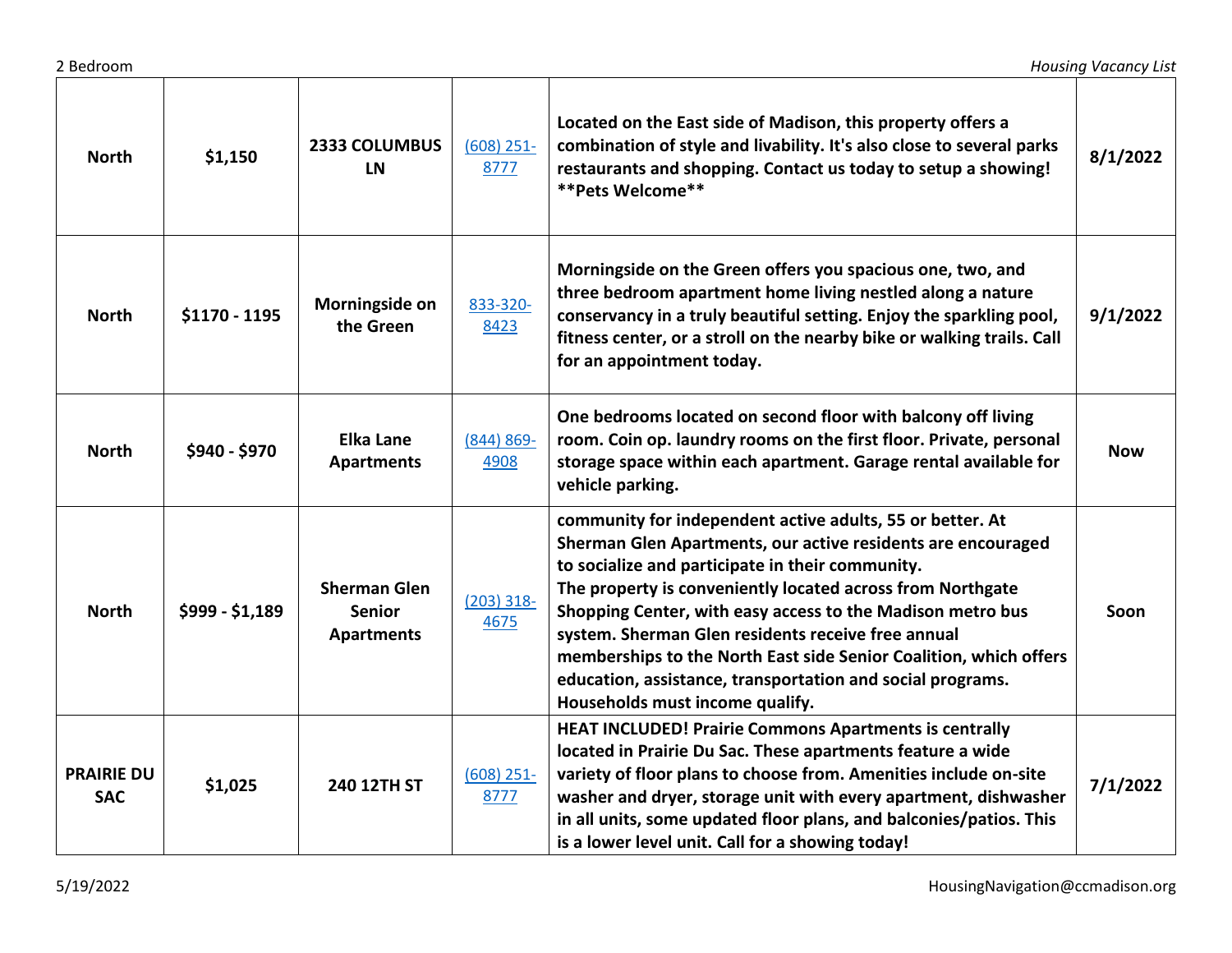| | | | | | |
|---|---|---|---|---|---|
| **North** | **$1,150** | **2333 COLUMBUS LN** | [(608) 251-8777]() | **Located on the East side of Madison, this property offers a combination of style and livability. It's also close to several parks restaurants and shopping. Contact us today to setup a showing! \*\*Pets Welcome\*\*** | **8/1/2022** |
| **North** | **$1170 - 1195** | **Morningside on the Green** | [833-320-8423]() | **Morningside on the Green offers you spacious one, two, and three bedroom apartment home living nestled along a nature conservancy in a truly beautiful setting. Enjoy the sparkling pool, fitness center, or a stroll on the nearby bike or walking trails. Call for an appointment today.** | **9/1/2022** |
| **North** | **$940 - $970** | **Elka Lane Apartments** | [(844) 869-4908]() | **One bedrooms located on second floor with balcony off living room. Coin op. laundry rooms on the first floor. Private, personal storage space within each apartment. Garage rental available for vehicle parking.** | **Now** |
| **North** | **$999 - $1,189** | **Sherman Glen Senior Apartments** | [(203) 318-4675]() | **community for independent active adults, 55 or better. At Sherman Glen Apartments, our active residents are encouraged to socialize and participate in their community. The property is conveniently located across from Northgate Shopping Center, with easy access to the Madison metro bus system. Sherman Glen residents receive free annual memberships to the North East side Senior Coalition, which offers education, assistance, transportation and social programs. Households must income qualify.** | **Soon** |
| **PRAIRIE DU SAC** | **$1,025** | **240 12TH ST** | [(608) 251-8777]() | **HEAT INCLUDED! Prairie Commons Apartments is centrally located in Prairie Du Sac. These apartments feature a wide variety of floor plans to choose from. Amenities include on-site washer and dryer, storage unit with every apartment, dishwasher in all units, some updated floor plans, and balconies/patios. This is a lower level unit. Call for a showing today!** | **7/1/2022** |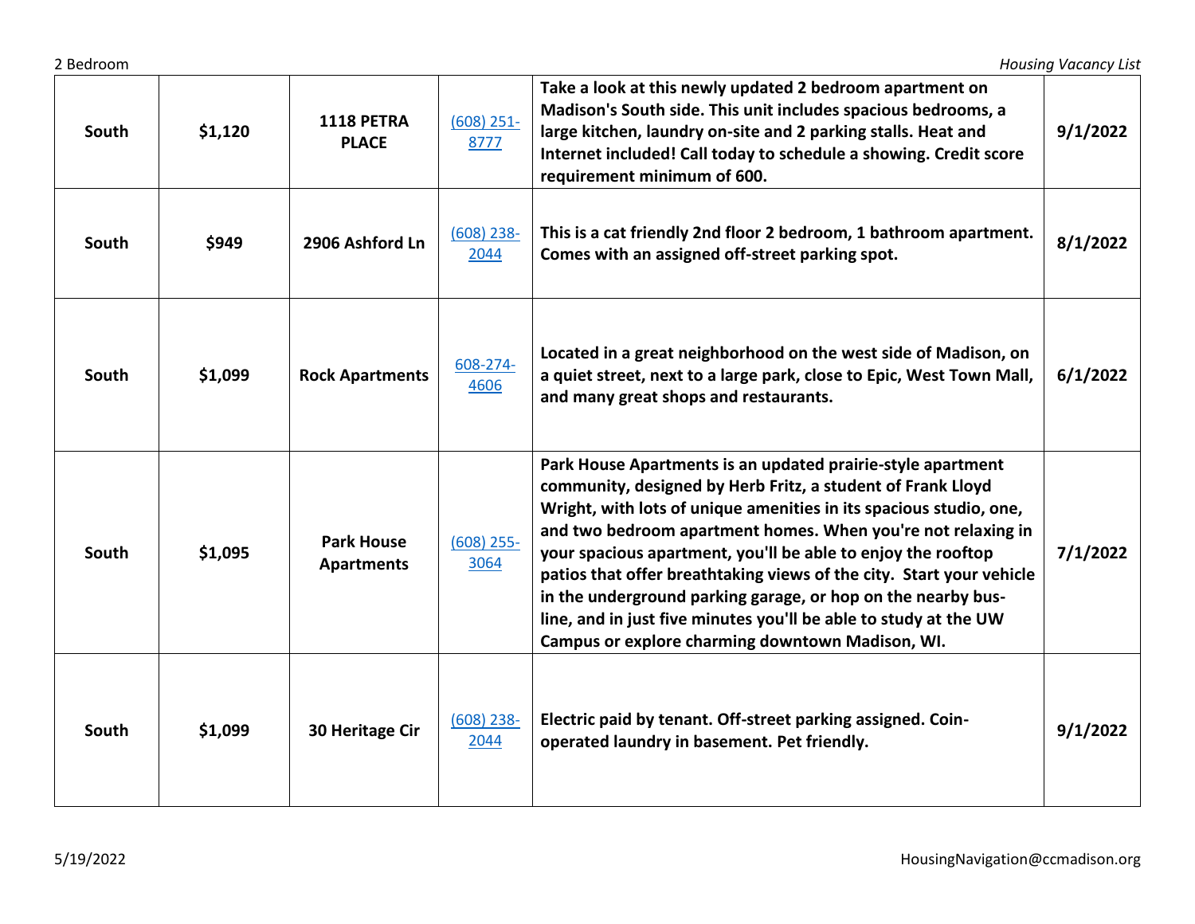| South | $1,120 | 1118 PETRA PLACE | (608) 251-8777 | Take a look at this newly updated 2 bedroom apartment on Madison's South side. This unit includes spacious bedrooms, a large kitchen, laundry on-site and 2 parking stalls. Heat and Internet included! Call today to schedule a showing. Credit score requirement minimum of 600. | 9/1/2022 |
|---|---|---|---|---|---|
| South | $949 | 2906 Ashford Ln | (608) 238-2044 | This is a cat friendly 2nd floor 2 bedroom, 1 bathroom apartment. Comes with an assigned off-street parking spot. | 8/1/2022 |
| South | $1,099 | Rock Apartments | 608-274-4606 | Located in a great neighborhood on the west side of Madison, on a quiet street, next to a large park, close to Epic, West Town Mall, and many great shops and restaurants. | 6/1/2022 |
| South | $1,095 | Park House Apartments | (608) 255-3064 | Park House Apartments is an updated prairie-style apartment community, designed by Herb Fritz, a student of Frank Lloyd Wright, with lots of unique amenities in its spacious studio, one, and two bedroom apartment homes. When you're not relaxing in your spacious apartment, you'll be able to enjoy the rooftop patios that offer breathtaking views of the city. Start your vehicle in the underground parking garage, or hop on the nearby bus-line, and in just five minutes you'll be able to study at the UW Campus or explore charming downtown Madison, WI. | 7/1/2022 |
| South | $1,099 | 30 Heritage Cir | (608) 238-2044 | Electric paid by tenant. Off-street parking assigned. Coin-operated laundry in basement. Pet friendly. | 9/1/2022 |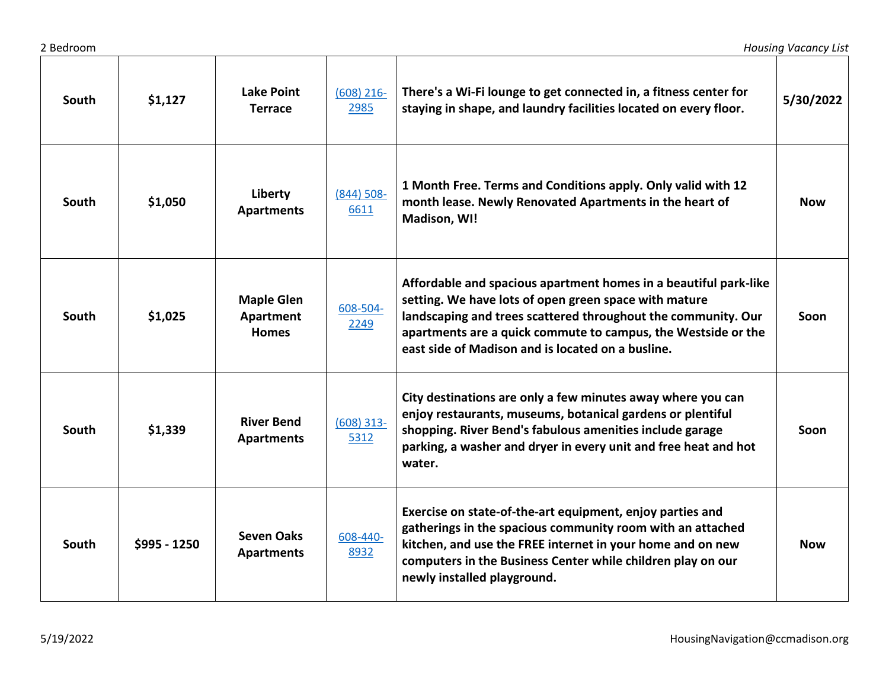| | | | | | |
|---|---|---|---|---|---|
| South | $1,127 | Lake Point Terrace | (608) 216-2985 | There's a Wi-Fi lounge to get connected in, a fitness center for staying in shape, and laundry facilities located on every floor. | 5/30/2022 |
| South | $1,050 | Liberty Apartments | (844) 508-6611 | 1 Month Free. Terms and Conditions apply. Only valid with 12 month lease. Newly Renovated Apartments in the heart of Madison, WI! | Now |
| South | $1,025 | Maple Glen Apartment Homes | 608-504-2249 | Affordable and spacious apartment homes in a beautiful park-like setting. We have lots of open green space with mature landscaping and trees scattered throughout the community. Our apartments are a quick commute to campus, the Westside or the east side of Madison and is located on a busline. | Soon |
| South | $1,339 | River Bend Apartments | (608) 313-5312 | City destinations are only a few minutes away where you can enjoy restaurants, museums, botanical gardens or plentiful shopping. River Bend's fabulous amenities include garage parking, a washer and dryer in every unit and free heat and hot water. | Soon |
| South | $995 - 1250 | Seven Oaks Apartments | 608-440-8932 | Exercise on state-of-the-art equipment, enjoy parties and gatherings in the spacious community room with an attached kitchen, and use the FREE internet in your home and on new computers in the Business Center while children play on our newly installed playground. | Now |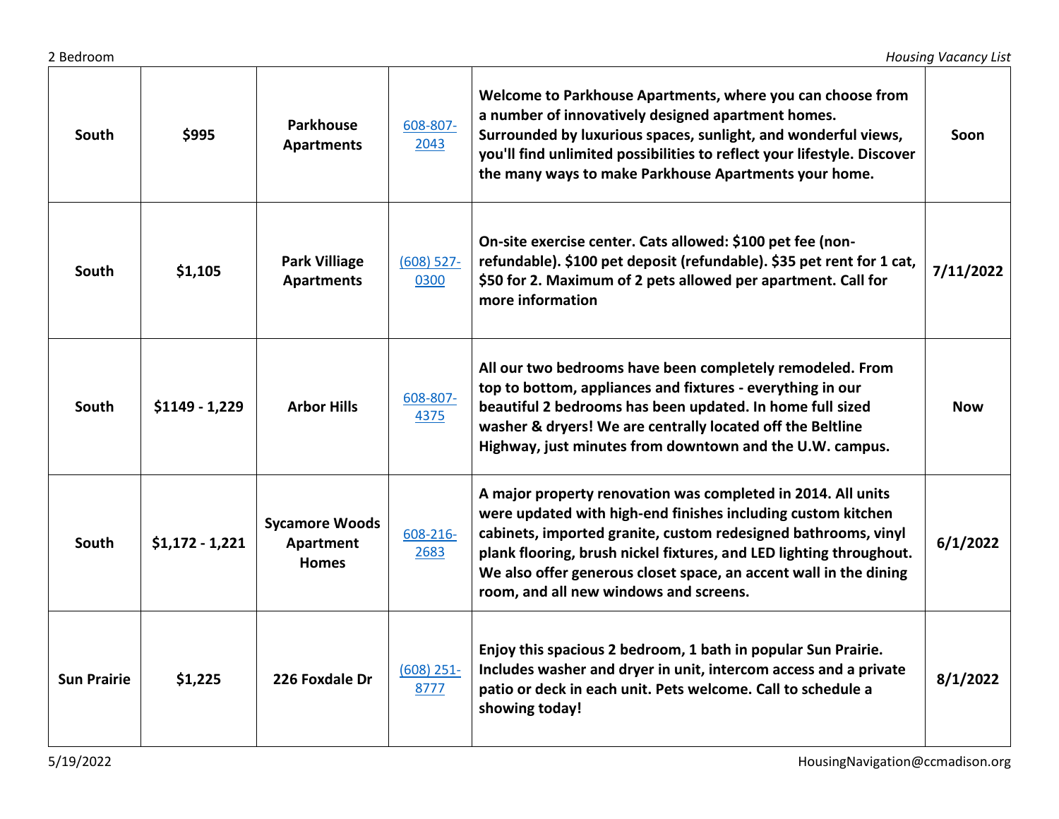| South | $995 | Parkhouse Apartments | 608-807-2043 | Welcome to Parkhouse Apartments, where you can choose from a number of innovatively designed apartment homes. Surrounded by luxurious spaces, sunlight, and wonderful views, you'll find unlimited possibilities to reflect your lifestyle. Discover the many ways to make Parkhouse Apartments your home. | Soon |
|---|---|---|---|---|---|
| South | $1,105 | Park Villiage Apartments | (608) 527-0300 | On-site exercise center. Cats allowed: $100 pet fee (non-refundable). $100 pet deposit (refundable). $35 pet rent for 1 cat, $50 for 2. Maximum of 2 pets allowed per apartment. Call for more information | 7/11/2022 |
| South | $1149 - 1,229 | Arbor Hills | 608-807-4375 | All our two bedrooms have been completely remodeled. From top to bottom, appliances and fixtures - everything in our beautiful 2 bedrooms has been updated. In home full sized washer & dryers! We are centrally located off the Beltline Highway, just minutes from downtown and the U.W. campus. | Now |
| South | $1,172 - 1,221 | Sycamore Woods Apartment Homes | 608-216-2683 | A major property renovation was completed in 2014. All units were updated with high-end finishes including custom kitchen cabinets, imported granite, custom redesigned bathrooms, vinyl plank flooring, brush nickel fixtures, and LED lighting throughout. We also offer generous closet space, an accent wall in the dining room, and all new windows and screens. | 6/1/2022 |
| Sun Prairie | $1,225 | 226 Foxdale Dr | (608) 251-8777 | Enjoy this spacious 2 bedroom, 1 bath in popular Sun Prairie. Includes washer and dryer in unit, intercom access and a private patio or deck in each unit. Pets welcome. Call to schedule a showing today! | 8/1/2022 |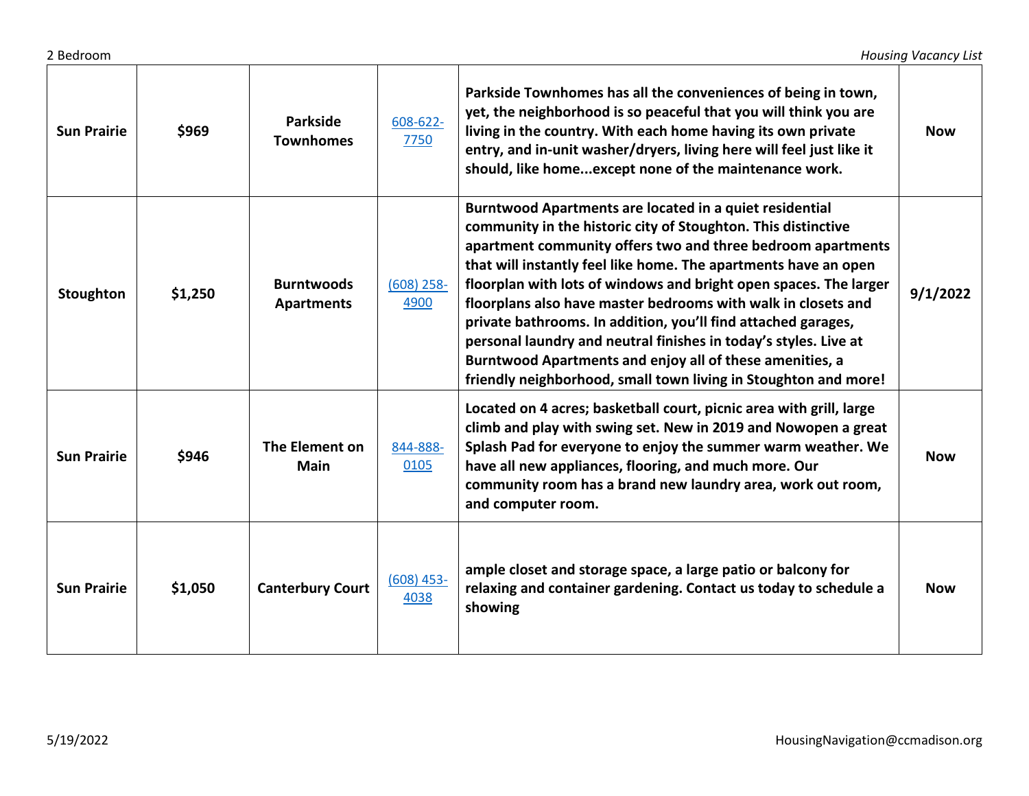| Sun Prairie | $969 | Parkside Townhomes | 608-622-7750 | Parkside Townhomes has all the conveniences of being in town, yet, the neighborhood is so peaceful that you will think you are living in the country. With each home having its own private entry, and in-unit washer/dryers, living here will feel just like it should, like home...except none of the maintenance work. | Now |
|---|---|---|---|---|---|
| Stoughton | $1,250 | Burntwoods Apartments | (608) 258-4900 | Burntwood Apartments are located in a quiet residential community in the historic city of Stoughton. This distinctive apartment community offers two and three bedroom apartments that will instantly feel like home. The apartments have an open floorplan with lots of windows and bright open spaces. The larger floorplans also have master bedrooms with walk in closets and private bathrooms. In addition, you'll find attached garages, personal laundry and neutral finishes in today's styles. Live at Burntwood Apartments and enjoy all of these amenities, a friendly neighborhood, small town living in Stoughton and more! | 9/1/2022 |
| Sun Prairie | $946 | The Element on Main | 844-888-0105 | Located on 4 acres; basketball court, picnic area with grill, large climb and play with swing set. New in 2019 and Nowopen a great Splash Pad for everyone to enjoy the summer warm weather. We have all new appliances, flooring, and much more. Our community room has a brand new laundry area, work out room, and computer room. | Now |
| Sun Prairie | $1,050 | Canterbury Court | (608) 453-4038 | ample closet and storage space, a large patio or balcony for relaxing and container gardening. Contact us today to schedule a showing | Now |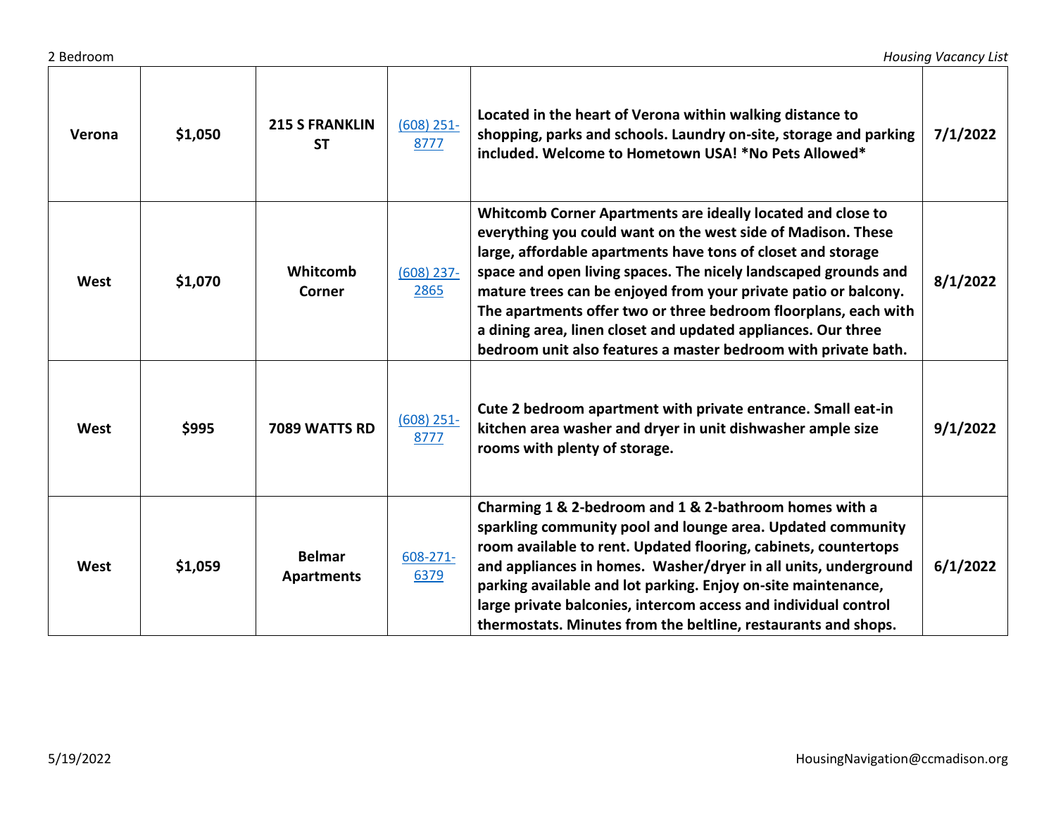| | | | | | |
|---|---|---|---|---|---|
| **Verona** | **$1,050** | **215 S FRANKLIN ST** | (608) 251-8777 | **Located in the heart of Verona within walking distance to shopping, parks and schools. Laundry on-site, storage and parking included. Welcome to Hometown USA! *No Pets Allowed*** | **7/1/2022** |
| **West** | **$1,070** | **Whitcomb Corner** | (608) 237-2865 | **Whitcomb Corner Apartments are ideally located and close to everything you could want on the west side of Madison. These large, affordable apartments have tons of closet and storage space and open living spaces. The nicely landscaped grounds and mature trees can be enjoyed from your private patio or balcony. The apartments offer two or three bedroom floorplans, each with a dining area, linen closet and updated appliances. Our three bedroom unit also features a master bedroom with private bath.** | **8/1/2022** |
| **West** | **$995** | **7089 WATTS RD** | (608) 251-8777 | **Cute 2 bedroom apartment with private entrance. Small eat-in kitchen area washer and dryer in unit dishwasher ample size rooms with plenty of storage.** | **9/1/2022** |
| **West** | **$1,059** | **Belmar Apartments** | 608-271-6379 | **Charming 1 & 2-bedroom and 1 & 2-bathroom homes with a sparkling community pool and lounge area. Updated community room available to rent. Updated flooring, cabinets, countertops and appliances in homes. Washer/dryer in all units, underground parking available and lot parking. Enjoy on-site maintenance, large private balconies, intercom access and individual control thermostats. Minutes from the beltline, restaurants and shops.** | **6/1/2022** |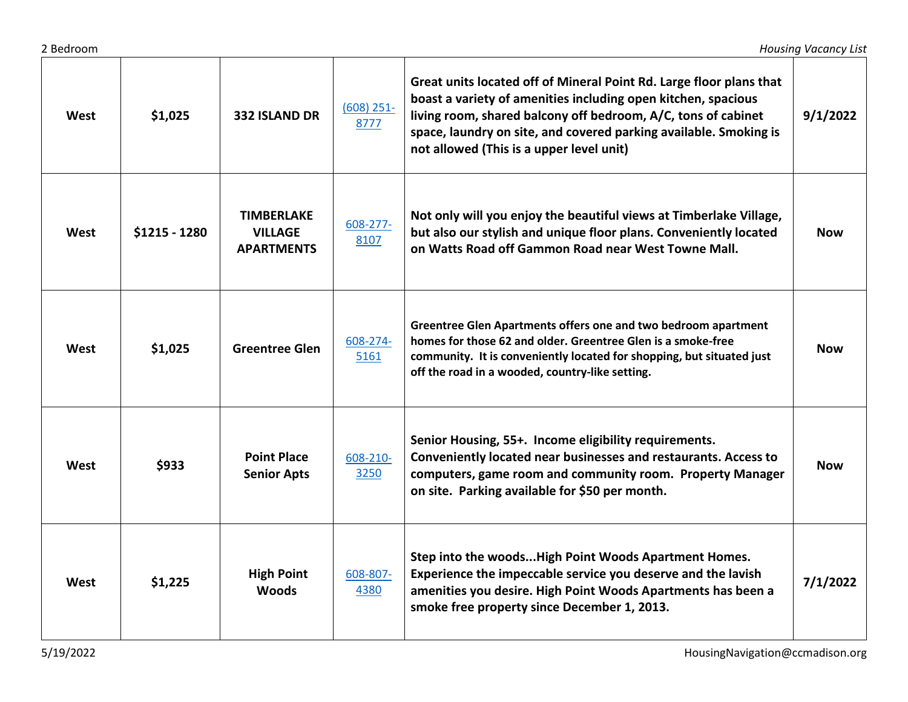| West | $1,025 | 332 ISLAND DR | (608) 251-8777 | Great units located off of Mineral Point Rd. Large floor plans that boast a variety of amenities including open kitchen, spacious living room, shared balcony off bedroom, A/C, tons of cabinet space, laundry on site, and covered parking available. Smoking is not allowed (This is a upper level unit) | 9/1/2022 |
|---|---|---|---|---|---|
| West | $1215 - 1280 | TIMBERLAKE VILLAGE APARTMENTS | 608-277-8107 | Not only will you enjoy the beautiful views at Timberlake Village, but also our stylish and unique floor plans. Conveniently located on Watts Road off Gammon Road near West Towne Mall. | Now |
| West | $1,025 | Greentree Glen | 608-274-5161 | Greentree Glen Apartments offers one and two bedroom apartment homes for those 62 and older. Greentree Glen is a smoke-free community. It is conveniently located for shopping, but situated just off the road in a wooded, country-like setting. | Now |
| West | $933 | Point Place Senior Apts | 608-210-3250 | Senior Housing, 55+. Income eligibility requirements. Conveniently located near businesses and restaurants. Access to computers, game room and community room. Property Manager on site. Parking available for $50 per month. | Now |
| West | $1,225 | High Point Woods | 608-807-4380 | Step into the woods...High Point Woods Apartment Homes. Experience the impeccable service you deserve and the lavish amenities you desire. High Point Woods Apartments has been a smoke free property since December 1, 2013. | 7/1/2022 |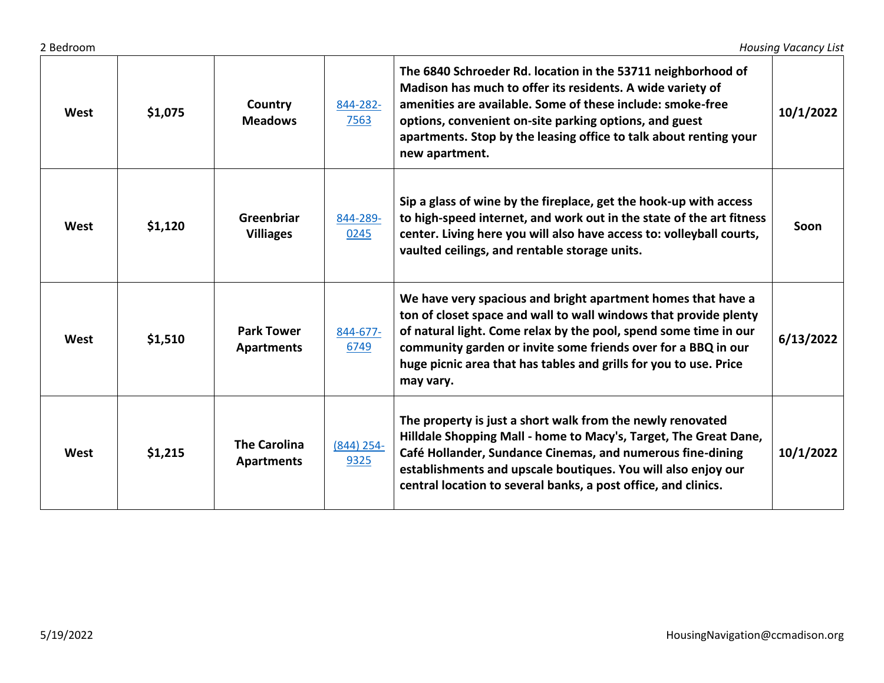| | | | | | |
|---|---|---|---|---|---|
| **West** | **$1,075** | **Country Meadows** | 844-282-7563 | **The 6840 Schroeder Rd. location in the 53711 neighborhood of Madison has much to offer its residents. A wide variety of amenities are available. Some of these include: smoke-free options, convenient on-site parking options, and guest apartments. Stop by the leasing office to talk about renting your new apartment.** | **10/1/2022** |
| **West** | **$1,120** | **Greenbriar Villiages** | 844-289-0245 | **Sip a glass of wine by the fireplace, get the hook-up with access to high-speed internet, and work out in the state of the art fitness center. Living here you will also have access to: volleyball courts, vaulted ceilings, and rentable storage units.** | **Soon** |
| **West** | **$1,510** | **Park Tower Apartments** | 844-677-6749 | **We have very spacious and bright apartment homes that have a ton of closet space and wall to wall windows that provide plenty of natural light. Come relax by the pool, spend some time in our community garden or invite some friends over for a BBQ in our huge picnic area that has tables and grills for you to use. Price may vary.** | **6/13/2022** |
| **West** | **$1,215** | **The Carolina Apartments** | (844) 254-9325 | **The property is just a short walk from the newly renovated Hilldale Shopping Mall - home to Macy's, Target, The Great Dane, Café Hollander, Sundance Cinemas, and numerous fine-dining establishments and upscale boutiques. You will also enjoy our central location to several banks, a post office, and clinics.** | **10/1/2022** |